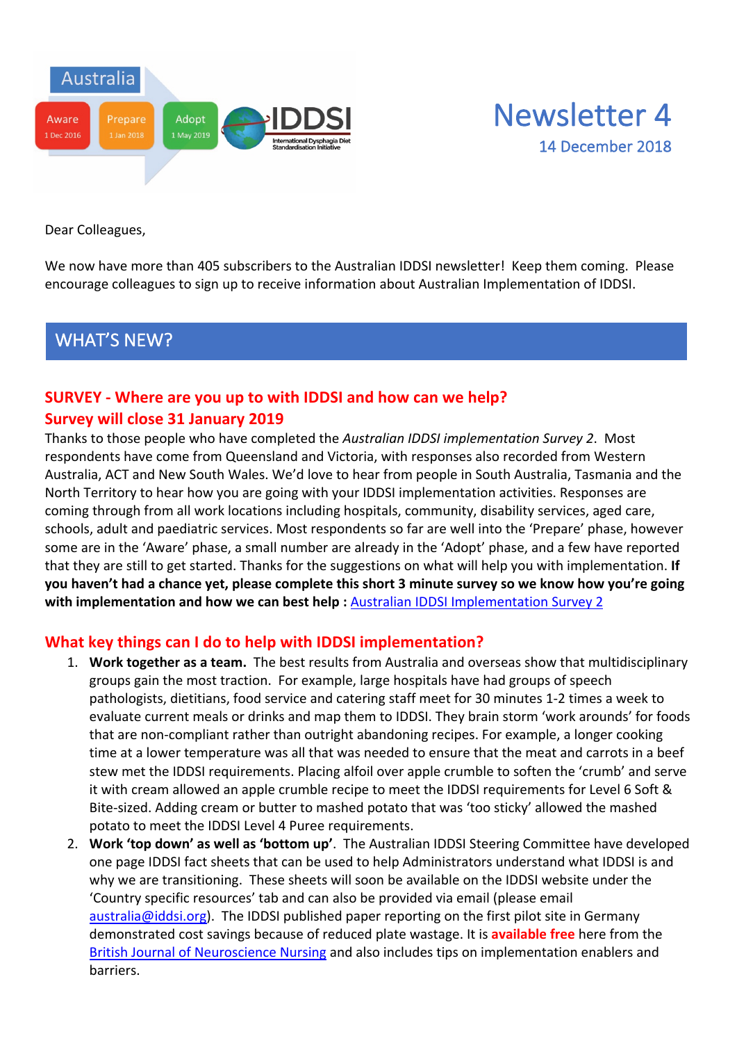Australia

Aware 1 Dec 2016 | Prepare 1 Jan 2018 | Adopt 1 May 2019

IDDSI International Dysphagia Diet Standardisation Initiative

# Newsletter 4

14 December 2018

Dear Colleagues,

We now have more than 405 subscribers to the Australian IDDSI newsletter! Keep them coming. Please encourage colleagues to sign up to receive information about Australian Implementation of IDDSI.

## WHAT'S NEW?

### SURVEY - Where are you up to with IDDSI and how can we help?
### Survey will close 31 January 2019

Thanks to those people who have completed the *Australian IDDSI implementation Survey 2*. Most respondents have come from Queensland and Victoria, with responses also recorded from Western Australia, ACT and New South Wales. We'd love to hear from people in South Australia, Tasmania and the North Territory to hear how you are going with your IDDSI implementation activities. Responses are coming through from all work locations including hospitals, community, disability services, aged care, schools, adult and paediatric services. Most respondents so far are well into the 'Prepare' phase, however some are in the 'Aware' phase, a small number are already in the 'Adopt' phase, and a few have reported that they are still to get started. Thanks for the suggestions on what will help you with implementation. **If you haven't had a chance yet, please complete this short 3 minute survey so we know how you're going with implementation and how we can best help :** Australian IDDSI Implementation Survey 2

### What key things can I do to help with IDDSI implementation?

1. **Work together as a team.** The best results from Australia and overseas show that multidisciplinary groups gain the most traction. For example, large hospitals have had groups of speech pathologists, dietitians, food service and catering staff meet for 30 minutes 1-2 times a week to evaluate current meals or drinks and map them to IDDSI. They brain storm 'work arounds' for foods that are non-compliant rather than outright abandoning recipes. For example, a longer cooking time at a lower temperature was all that was needed to ensure that the meat and carrots in a beef stew met the IDDSI requirements. Placing alfoil over apple crumble to soften the 'crumb' and serve it with cream allowed an apple crumble recipe to meet the IDDSI requirements for Level 6 Soft & Bite-sized. Adding cream or butter to mashed potato that was 'too sticky' allowed the mashed potato to meet the IDDSI Level 4 Puree requirements.
2. **Work 'top down' as well as 'bottom up'**. The Australian IDDSI Steering Committee have developed one page IDDSI fact sheets that can be used to help Administrators understand what IDDSI is and why we are transitioning. These sheets will soon be available on the IDDSI website under the 'Country specific resources' tab and can also be provided via email (please email australia@iddsi.org). The IDDSI published paper reporting on the first pilot site in Germany demonstrated cost savings because of reduced plate wastage. It is **available free** here from the British Journal of Neuroscience Nursing and also includes tips on implementation enablers and barriers.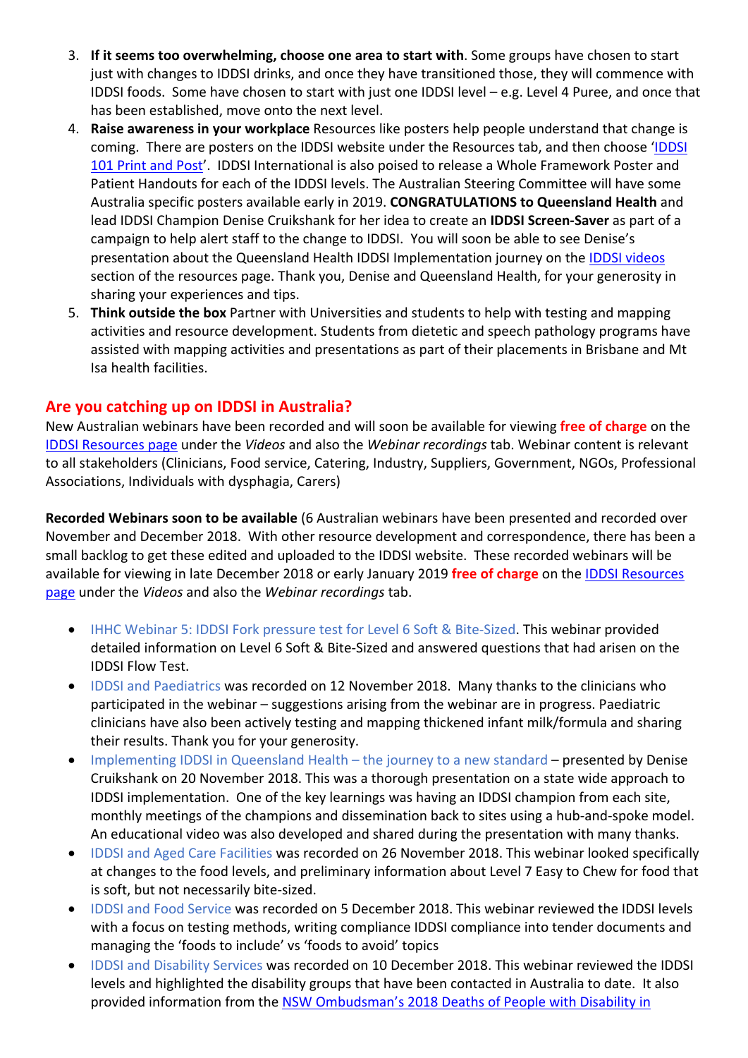3. **If it seems too overwhelming, choose one area to start with**. Some groups have chosen to start just with changes to IDDSI drinks, and once they have transitioned those, they will commence with IDDSI foods. Some have chosen to start with just one IDDSI level – e.g. Level 4 Puree, and once that has been established, move onto the next level.
4. **Raise awareness in your workplace** Resources like posters help people understand that change is coming. There are posters on the IDDSI website under the Resources tab, and then choose 'IDDSI 101 Print and Post'. IDDSI International is also poised to release a Whole Framework Poster and Patient Handouts for each of the IDDSI levels. The Australian Steering Committee will have some Australia specific posters available early in 2019. **CONGRATULATIONS to Queensland Health** and lead IDDSI Champion Denise Cruikshank for her idea to create an **IDDSI Screen-Saver** as part of a campaign to help alert staff to the change to IDDSI. You will soon be able to see Denise's presentation about the Queensland Health IDDSI Implementation journey on the IDDSI videos section of the resources page. Thank you, Denise and Queensland Health, for your generosity in sharing your experiences and tips.
5. **Think outside the box** Partner with Universities and students to help with testing and mapping activities and resource development. Students from dietetic and speech pathology programs have assisted with mapping activities and presentations as part of their placements in Brisbane and Mt Isa health facilities.

## Are you catching up on IDDSI in Australia?

New Australian webinars have been recorded and will soon be available for viewing **free of charge** on the IDDSI Resources page under the *Videos* and also the *Webinar recordings* tab. Webinar content is relevant to all stakeholders (Clinicians, Food service, Catering, Industry, Suppliers, Government, NGOs, Professional Associations, Individuals with dysphagia, Carers)

**Recorded Webinars soon to be available** (6 Australian webinars have been presented and recorded over November and December 2018. With other resource development and correspondence, there has been a small backlog to get these edited and uploaded to the IDDSI website. These recorded webinars will be available for viewing in late December 2018 or early January 2019 **free of charge** on the IDDSI Resources page under the *Videos* and also the *Webinar recordings* tab.

- IHHC Webinar 5: IDDSI Fork pressure test for Level 6 Soft & Bite-Sized. This webinar provided detailed information on Level 6 Soft & Bite-Sized and answered questions that had arisen on the IDDSI Flow Test.
- IDDSI and Paediatrics was recorded on 12 November 2018. Many thanks to the clinicians who participated in the webinar – suggestions arising from the webinar are in progress. Paediatric clinicians have also been actively testing and mapping thickened infant milk/formula and sharing their results. Thank you for your generosity.
- Implementing IDDSI in Queensland Health – the journey to a new standard – presented by Denise Cruikshank on 20 November 2018. This was a thorough presentation on a state wide approach to IDDSI implementation. One of the key learnings was having an IDDSI champion from each site, monthly meetings of the champions and dissemination back to sites using a hub-and-spoke model. An educational video was also developed and shared during the presentation with many thanks.
- IDDSI and Aged Care Facilities was recorded on 26 November 2018. This webinar looked specifically at changes to the food levels, and preliminary information about Level 7 Easy to Chew for food that is soft, but not necessarily bite-sized.
- IDDSI and Food Service was recorded on 5 December 2018. This webinar reviewed the IDDSI levels with a focus on testing methods, writing compliance IDDSI compliance into tender documents and managing the 'foods to include' vs 'foods to avoid' topics
- IDDSI and Disability Services was recorded on 10 December 2018. This webinar reviewed the IDDSI levels and highlighted the disability groups that have been contacted in Australia to date. It also provided information from the NSW Ombudsman's 2018 Deaths of People with Disability in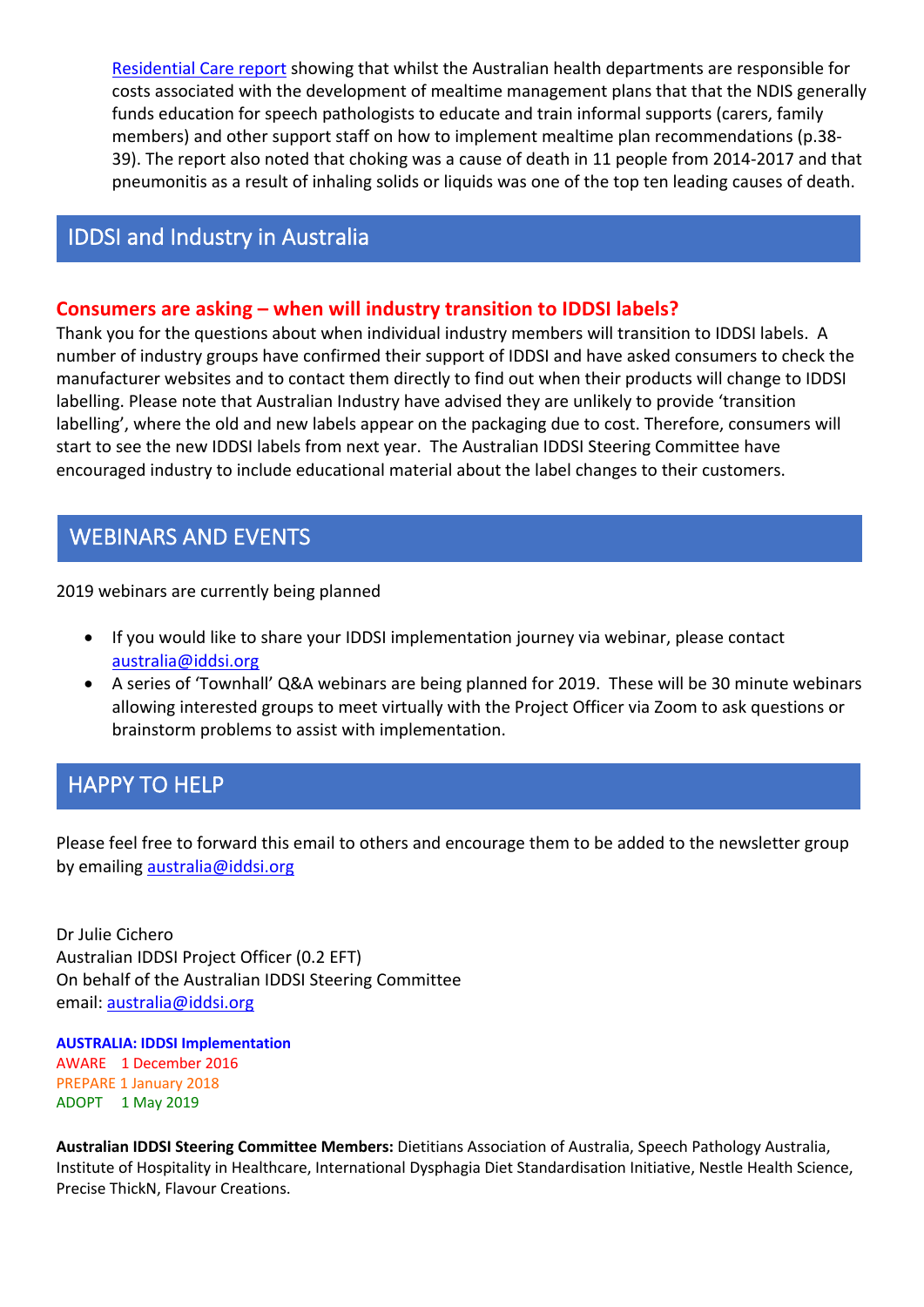Residential Care report showing that whilst the Australian health departments are responsible for costs associated with the development of mealtime management plans that that the NDIS generally funds education for speech pathologists to educate and train informal supports (carers, family members) and other support staff on how to implement mealtime plan recommendations (p.38-39). The report also noted that choking was a cause of death in 11 people from 2014-2017 and that pneumonitis as a result of inhaling solids or liquids was one of the top ten leading causes of death.

## IDDSI and Industry in Australia

### Consumers are asking – when will industry transition to IDDSI labels?

Thank you for the questions about when individual industry members will transition to IDDSI labels. A number of industry groups have confirmed their support of IDDSI and have asked consumers to check the manufacturer websites and to contact them directly to find out when their products will change to IDDSI labelling. Please note that Australian Industry have advised they are unlikely to provide 'transition labelling', where the old and new labels appear on the packaging due to cost. Therefore, consumers will start to see the new IDDSI labels from next year. The Australian IDDSI Steering Committee have encouraged industry to include educational material about the label changes to their customers.

## WEBINARS AND EVENTS

2019 webinars are currently being planned

- If you would like to share your IDDSI implementation journey via webinar, please contact australia@iddsi.org
- A series of 'Townhall' Q&A webinars are being planned for 2019. These will be 30 minute webinars allowing interested groups to meet virtually with the Project Officer via Zoom to ask questions or brainstorm problems to assist with implementation.

## HAPPY TO HELP

Please feel free to forward this email to others and encourage them to be added to the newsletter group by emailing australia@iddsi.org

Dr Julie Cichero
Australian IDDSI Project Officer (0.2 EFT)
On behalf of the Australian IDDSI Steering Committee
email: australia@iddsi.org

**AUSTRALIA: IDDSI Implementation**
AWARE 1 December 2016
PREPARE 1 January 2018
ADOPT 1 May 2019

**Australian IDDSI Steering Committee Members:** Dietitians Association of Australia, Speech Pathology Australia, Institute of Hospitality in Healthcare, International Dysphagia Diet Standardisation Initiative, Nestle Health Science, Precise ThickN, Flavour Creations.